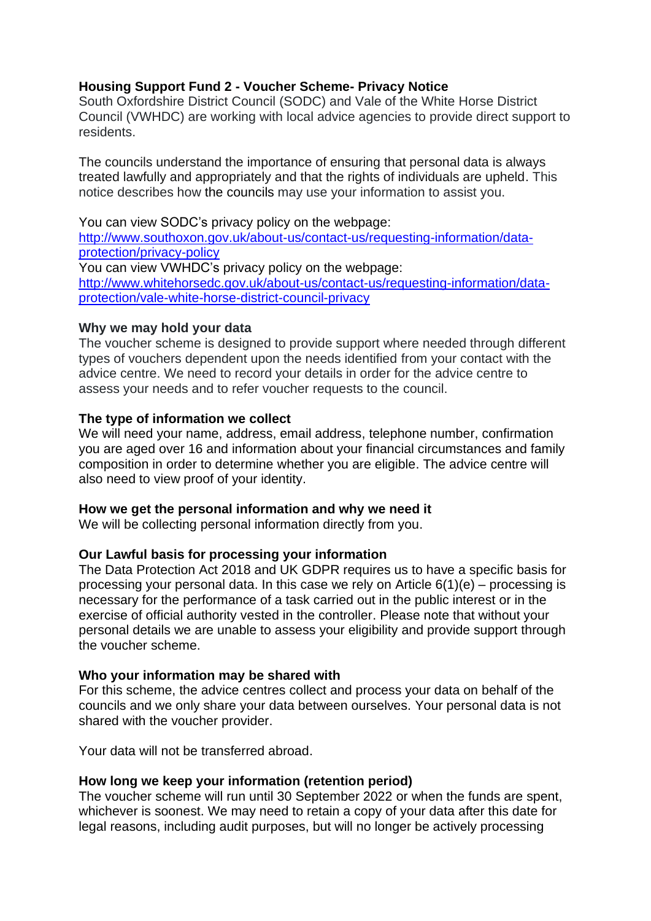# Housing Support Fund 2 - Voucher Scheme- Privacy Notice

South Oxfordshire District Council (SODC) and Vale of the White Horse District Council (VWHDC) are working with local advice agencies to provide direct support to residents.

The councils understand the importance of ensuring that personal data is always treated lawfully and appropriately and that the rights of individuals are upheld. This notice describes how the councils may use your information to assist you.

You can view SODC's privacy policy on the webpage:
[http://www.southoxon.gov.uk/about-us/contact-us/requesting-information/data-protection/privacy-policy](http://www.southoxon.gov.uk/about-us/contact-us/requesting-information/data-protection/privacy-policy)
You can view VWHDC's privacy policy on the webpage:
[http://www.whitehorsedc.gov.uk/about-us/contact-us/requesting-information/data-protection/vale-white-horse-district-council-privacy](http://www.whitehorsedc.gov.uk/about-us/contact-us/requesting-information/data-protection/vale-white-horse-district-council-privacy)

## Why we may hold your data

The voucher scheme is designed to provide support where needed through different types of vouchers dependent upon the needs identified from your contact with the advice centre. We need to record your details in order for the advice centre to assess your needs and to refer voucher requests to the council.

## The type of information we collect

We will need your name, address, email address, telephone number, confirmation you are aged over 16 and information about your financial circumstances and family composition in order to determine whether you are eligible. The advice centre will also need to view proof of your identity.

## How we get the personal information and why we need it

We will be collecting personal information directly from you.

## Our Lawful basis for processing your information

The Data Protection Act 2018 and UK GDPR requires us to have a specific basis for processing your personal data. In this case we rely on Article 6(1)(e) – processing is necessary for the performance of a task carried out in the public interest or in the exercise of official authority vested in the controller. Please note that without your personal details we are unable to assess your eligibility and provide support through the voucher scheme.

## Who your information may be shared with

For this scheme, the advice centres collect and process your data on behalf of the councils and we only share your data between ourselves. Your personal data is not shared with the voucher provider.

Your data will not be transferred abroad.

## How long we keep your information (retention period)

The voucher scheme will run until 30 September 2022 or when the funds are spent, whichever is soonest. We may need to retain a copy of your data after this date for legal reasons, including audit purposes, but will no longer be actively processing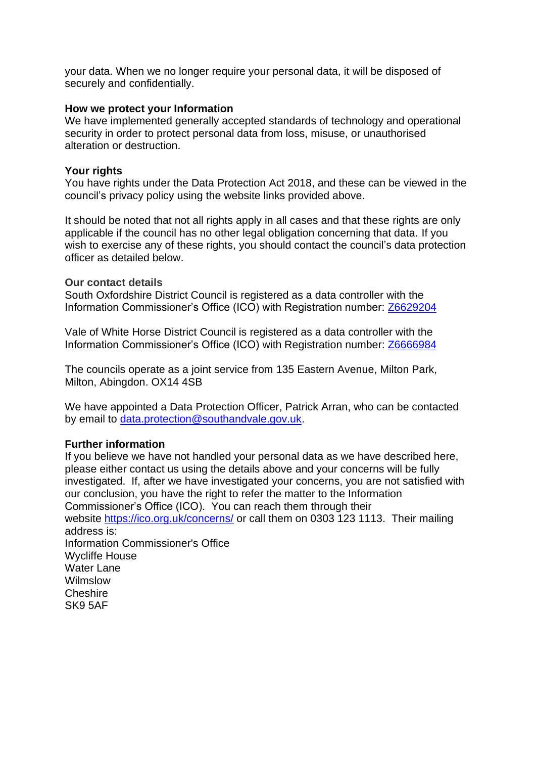your data. When we no longer require your personal data, it will be disposed of securely and confidentially.

**How we protect your Information**

We have implemented generally accepted standards of technology and operational security in order to protect personal data from loss, misuse, or unauthorised alteration or destruction.

**Your rights**

You have rights under the Data Protection Act 2018, and these can be viewed in the council's privacy policy using the website links provided above.

It should be noted that not all rights apply in all cases and that these rights are only applicable if the council has no other legal obligation concerning that data. If you wish to exercise any of these rights, you should contact the council's data protection officer as detailed below.

**Our contact details**

South Oxfordshire District Council is registered as a data controller with the Information Commissioner's Office (ICO) with Registration number: Z6629204

Vale of White Horse District Council is registered as a data controller with the Information Commissioner's Office (ICO) with Registration number: Z6666984

The councils operate as a joint service from 135 Eastern Avenue, Milton Park, Milton, Abingdon. OX14 4SB

We have appointed a Data Protection Officer, Patrick Arran, who can be contacted by email to data.protection@southandvale.gov.uk.

**Further information**

If you believe we have not handled your personal data as we have described here, please either contact us using the details above and your concerns will be fully investigated. If, after we have investigated your concerns, you are not satisfied with our conclusion, you have the right to refer the matter to the Information Commissioner's Office (ICO). You can reach them through their website https://ico.org.uk/concerns/ or call them on 0303 123 1113. Their mailing address is:

Information Commissioner's Office
Wycliffe House
Water Lane
Wilmslow
Cheshire
SK9 5AF